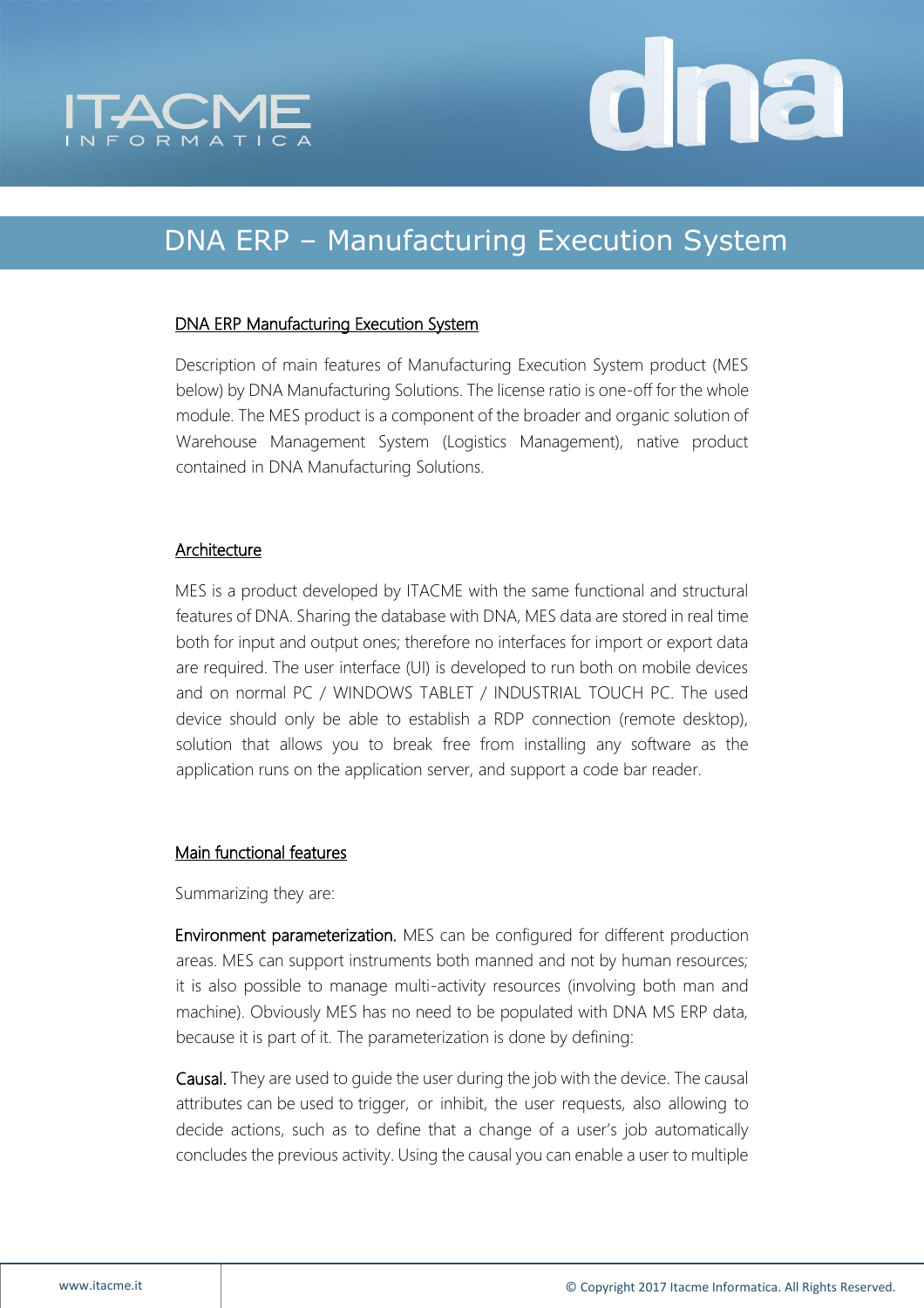# DNA ERP – Manufacturing Execution System

## DNA ERP Manufacturing Execution System

Description of main features of Manufacturing Execution System product (MES below) by DNA Manufacturing Solutions. The license ratio is one-off for the whole module. The MES product is a component of the broader and organic solution of Warehouse Management System (Logistics Management), native product contained in DNA Manufacturing Solutions.

## Architecture

MES is a product developed by ITACME with the same functional and structural features of DNA. Sharing the database with DNA, MES data are stored in real time both for input and output ones; therefore no interfaces for import or export data are required. The user interface (UI) is developed to run both on mobile devices and on normal PC / WINDOWS TABLET / INDUSTRIAL TOUCH PC. The used device should only be able to establish a RDP connection (remote desktop), solution that allows you to break free from installing any software as the application runs on the application server, and support a code bar reader.

## Main functional features

Summarizing they are:

**Environment parameterization.** MES can be configured for different production areas. MES can support instruments both manned and not by human resources; it is also possible to manage multi-activity resources (involving both man and machine). Obviously MES has no need to be populated with DNA MS ERP data, because it is part of it. The parameterization is done by defining:

**Causal.** They are used to guide the user during the job with the device. The causal attributes can be used to trigger, or inhibit, the user requests, also allowing to decide actions, such as to define that a change of a user's job automatically concludes the previous activity. Using the causal you can enable a user to multiple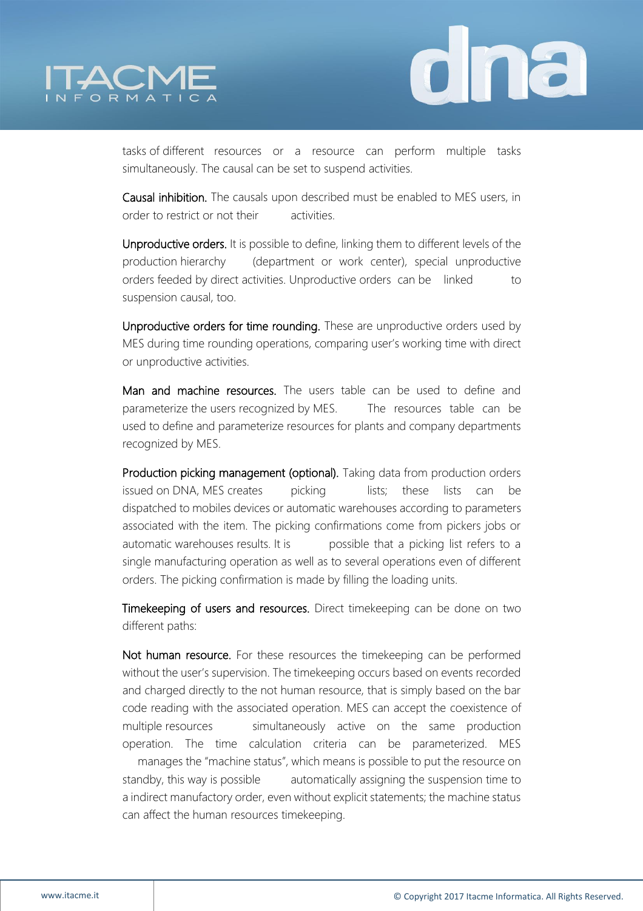tasks of different resources or a resource can perform multiple tasks simultaneously. The causal can be set to suspend activities.

Causal inhibition. The causals upon described must be enabled to MES users, in order to restrict or not their activities.

Unproductive orders. It is possible to define, linking them to different levels of the production hierarchy (department or work center), special unproductive orders feeded by direct activities. Unproductive orders can be linked to suspension causal, too.

Unproductive orders for time rounding. These are unproductive orders used by MES during time rounding operations, comparing user's working time with direct or unproductive activities.

Man and machine resources. The users table can be used to define and parameterize the users recognized by MES. The resources table can be used to define and parameterize resources for plants and company departments recognized by MES.

Production picking management (optional). Taking data from production orders issued on DNA, MES creates picking lists; these lists can be dispatched to mobiles devices or automatic warehouses according to parameters associated with the item. The picking confirmations come from pickers jobs or automatic warehouses results. It is possible that a picking list refers to a single manufacturing operation as well as to several operations even of different orders. The picking confirmation is made by filling the loading units.

Timekeeping of users and resources. Direct timekeeping can be done on two different paths:

Not human resource. For these resources the timekeeping can be performed without the user's supervision. The timekeeping occurs based on events recorded and charged directly to the not human resource, that is simply based on the bar code reading with the associated operation. MES can accept the coexistence of multiple resources simultaneously active on the same production operation. The time calculation criteria can be parameterized. MES manages the "machine status", which means is possible to put the resource on standby, this way is possible automatically assigning the suspension time to a indirect manufactory order, even without explicit statements; the machine status can affect the human resources timekeeping.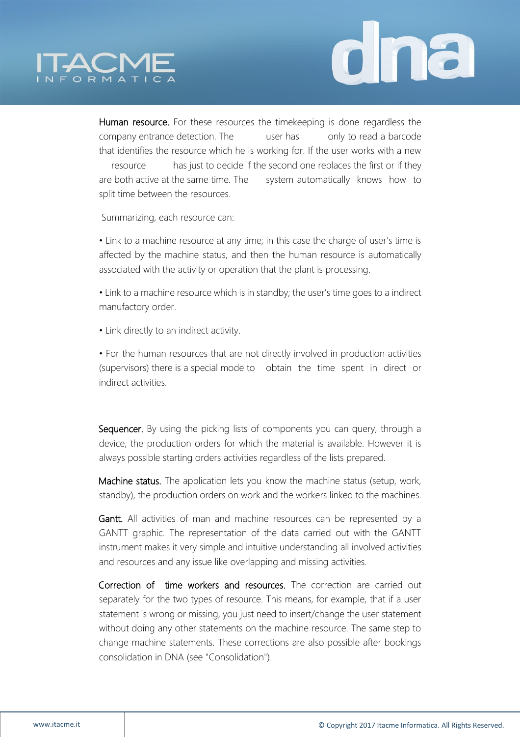Human resource. For these resources the timekeeping is done regardless the company entrance detection. The user has only to read a barcode that identifies the resource which he is working for. If the user works with a new resource has just to decide if the second one replaces the first or if they are both active at the same time. The system automatically knows how to split time between the resources.

Summarizing, each resource can:

• Link to a machine resource at any time; in this case the charge of user's time is affected by the machine status, and then the human resource is automatically associated with the activity or operation that the plant is processing.

• Link to a machine resource which is in standby; the user's time goes to a indirect manufactory order.

• Link directly to an indirect activity.

• For the human resources that are not directly involved in production activities (supervisors) there is a special mode to obtain the time spent in direct or indirect activities.

Sequencer. By using the picking lists of components you can query, through a device, the production orders for which the material is available. However it is always possible starting orders activities regardless of the lists prepared.

Machine status. The application lets you know the machine status (setup, work, standby), the production orders on work and the workers linked to the machines.

Gantt. All activities of man and machine resources can be represented by a GANTT graphic. The representation of the data carried out with the GANTT instrument makes it very simple and intuitive understanding all involved activities and resources and any issue like overlapping and missing activities.

Correction of time workers and resources. The correction are carried out separately for the two types of resource. This means, for example, that if a user statement is wrong or missing, you just need to insert/change the user statement without doing any other statements on the machine resource. The same step to change machine statements. These corrections are also possible after bookings consolidation in DNA (see "Consolidation").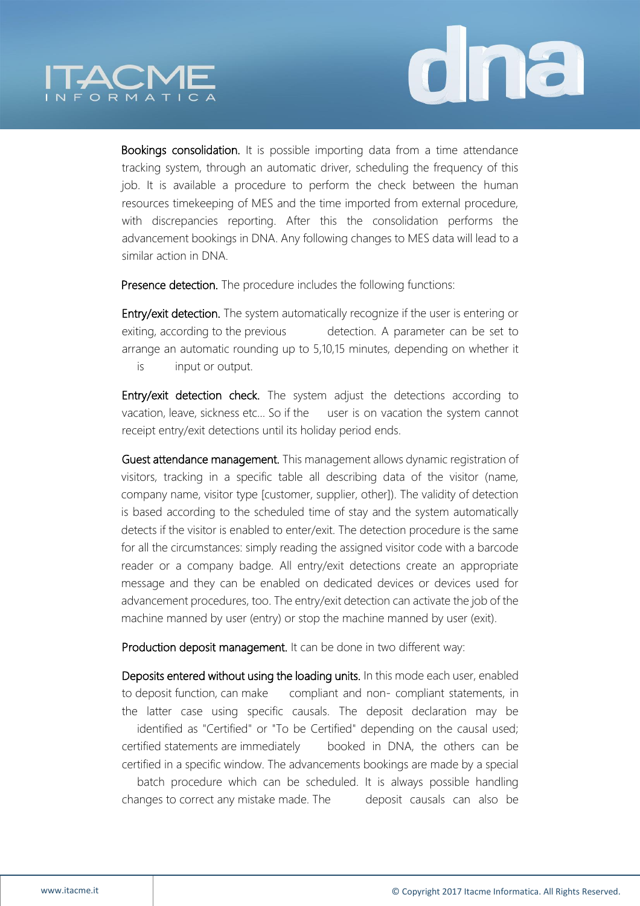**Bookings consolidation.** It is possible importing data from a time attendance tracking system, through an automatic driver, scheduling the frequency of this job. It is available a procedure to perform the check between the human resources timekeeping of MES and the time imported from external procedure, with discrepancies reporting. After this the consolidation performs the advancement bookings in DNA. Any following changes to MES data will lead to a similar action in DNA.

**Presence detection.** The procedure includes the following functions:

**Entry/exit detection.** The system automatically recognize if the user is entering or exiting, according to the previous detection. A parameter can be set to arrange an automatic rounding up to 5,10,15 minutes, depending on whether it is input or output.

**Entry/exit detection check.** The system adjust the detections according to vacation, leave, sickness etc... So if the user is on vacation the system cannot receipt entry/exit detections until its holiday period ends.

**Guest attendance management.** This management allows dynamic registration of visitors, tracking in a specific table all describing data of the visitor (name, company name, visitor type [customer, supplier, other]). The validity of detection is based according to the scheduled time of stay and the system automatically detects if the visitor is enabled to enter/exit. The detection procedure is the same for all the circumstances: simply reading the assigned visitor code with a barcode reader or a company badge. All entry/exit detections create an appropriate message and they can be enabled on dedicated devices or devices used for advancement procedures, too. The entry/exit detection can activate the job of the machine manned by user (entry) or stop the machine manned by user (exit).

**Production deposit management.** It can be done in two different way:

**Deposits entered without using the loading units.** In this mode each user, enabled to deposit function, can make compliant and non- compliant statements, in the latter case using specific causals. The deposit declaration may be identified as "Certified" or "To be Certified" depending on the causal used; certified statements are immediately booked in DNA, the others can be certified in a specific window. The advancements bookings are made by a special batch procedure which can be scheduled. It is always possible handling changes to correct any mistake made. The deposit causals can also be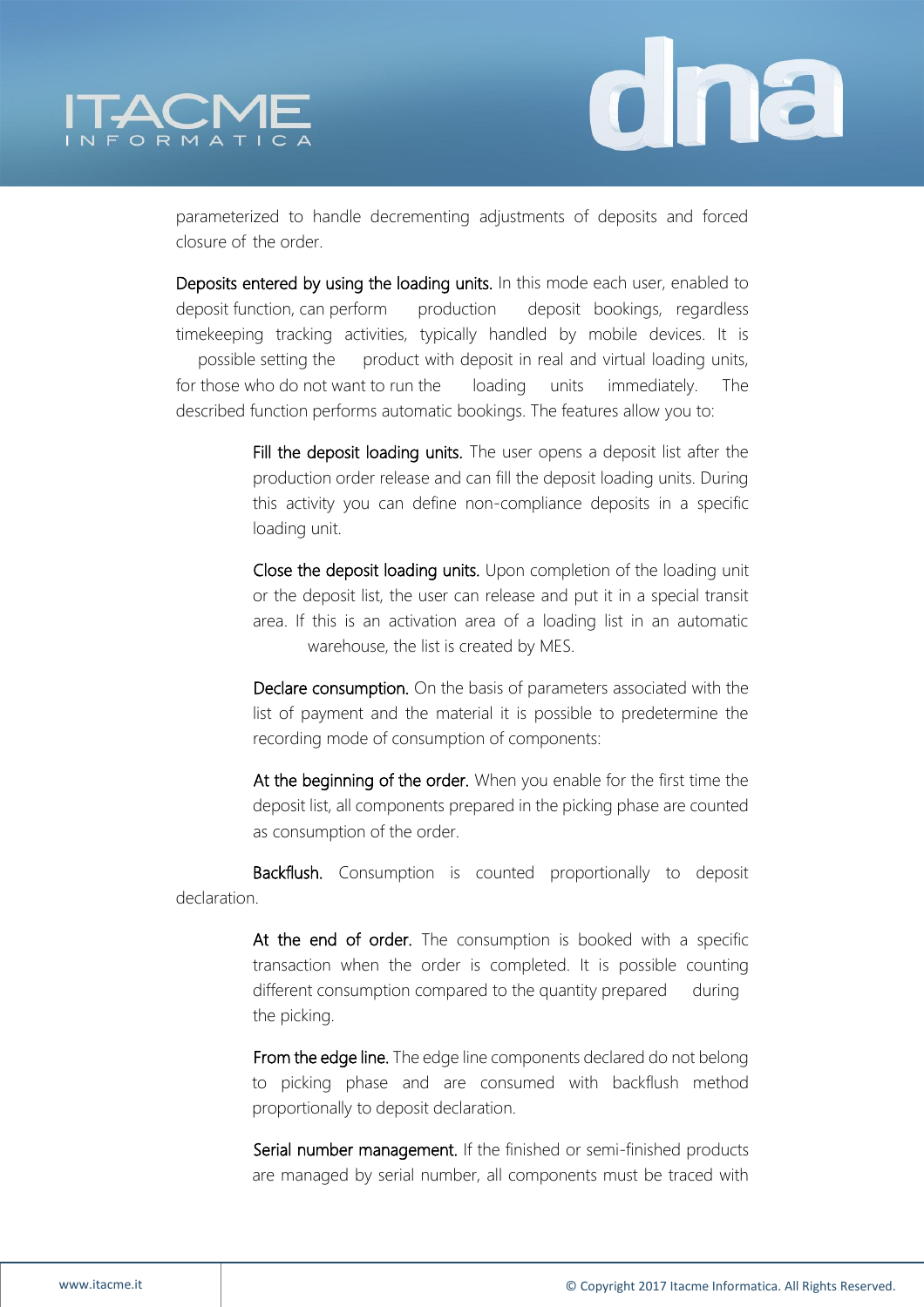parameterized to handle decrementing adjustments of deposits and forced closure of the order.

**Deposits entered by using the loading units.** In this mode each user, enabled to deposit function, can perform production deposit bookings, regardless timekeeping tracking activities, typically handled by mobile devices. It is possible setting the product with deposit in real and virtual loading units, for those who do not want to run the loading units immediately. The described function performs automatic bookings. The features allow you to:

**Fill the deposit loading units.** The user opens a deposit list after the production order release and can fill the deposit loading units. During this activity you can define non-compliance deposits in a specific loading unit.

**Close the deposit loading units.** Upon completion of the loading unit or the deposit list, the user can release and put it in a special transit area. If this is an activation area of a loading list in an automatic warehouse, the list is created by MES.

**Declare consumption.** On the basis of parameters associated with the list of payment and the material it is possible to predetermine the recording mode of consumption of components:

**At the beginning of the order.** When you enable for the first time the deposit list, all components prepared in the picking phase are counted as consumption of the order.

**Backflush.** Consumption is counted proportionally to deposit declaration.

**At the end of order.** The consumption is booked with a specific transaction when the order is completed. It is possible counting different consumption compared to the quantity prepared during the picking.

**From the edge line.** The edge line components declared do not belong to picking phase and are consumed with backflush method proportionally to deposit declaration.

**Serial number management.** If the finished or semi-finished products are managed by serial number, all components must be traced with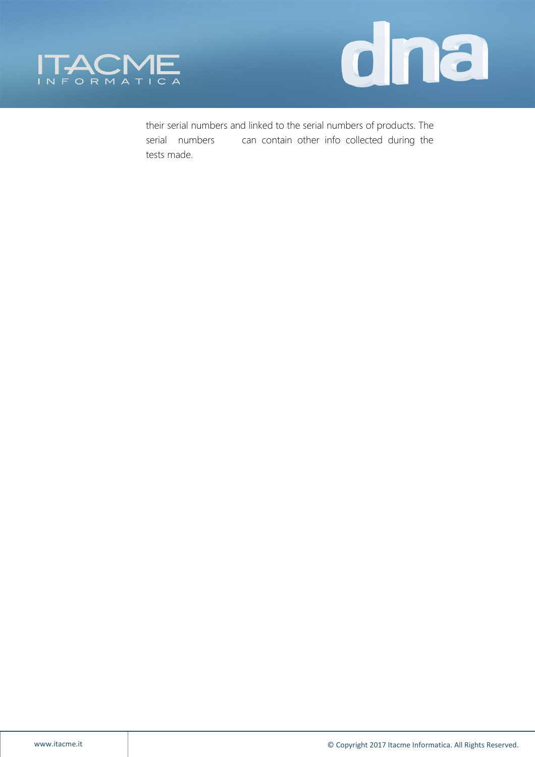their serial numbers and linked to the serial numbers of products. The serial numbers can contain other info collected during the tests made.